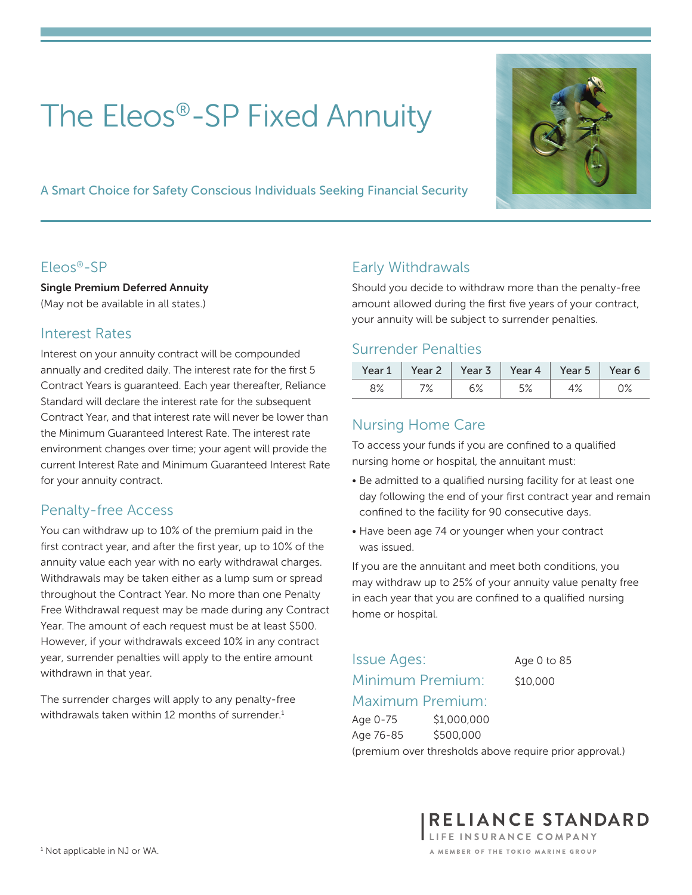# The Eleos®-SP Fixed Annuity

A Smart Choice for Safety Conscious Individuals Seeking Financial Security

## Eleos®-SP

**Single Premium Deferred Annuity**
(May not be available in all states.)

## Interest Rates

Interest on your annuity contract will be compounded annually and credited daily. The interest rate for the first 5 Contract Years is guaranteed. Each year thereafter, Reliance Standard will declare the interest rate for the subsequent Contract Year, and that interest rate will never be lower than the Minimum Guaranteed Interest Rate. The interest rate environment changes over time; your agent will provide the current Interest Rate and Minimum Guaranteed Interest Rate for your annuity contract.

## Penalty-free Access

You can withdraw up to 10% of the premium paid in the first contract year, and after the first year, up to 10% of the annuity value each year with no early withdrawal charges. Withdrawals may be taken either as a lump sum or spread throughout the Contract Year. No more than one Penalty Free Withdrawal request may be made during any Contract Year. The amount of each request must be at least $500. However, if your withdrawals exceed 10% in any contract year, surrender penalties will apply to the entire amount withdrawn in that year.

The surrender charges will apply to any penalty-free withdrawals taken within 12 months of surrender.[1]

## Early Withdrawals

Should you decide to withdraw more than the penalty-free amount allowed during the first five years of your contract, your annuity will be subject to surrender penalties.

## Surrender Penalties

| Year 1 | Year 2 | Year 3 | Year 4 | Year 5 | Year 6 |
|---|---|---|---|---|---|
| 8% | 7% | 6% | 5% | 4% | 0% |

## Nursing Home Care

To access your funds if you are confined to a qualified nursing home or hospital, the annuitant must:

- Be admitted to a qualified nursing facility for at least one day following the end of your first contract year and remain confined to the facility for 90 consecutive days.
- Have been age 74 or younger when your contract was issued.

If you are the annuitant and meet both conditions, you may withdraw up to 25% of your annuity value penalty free in each year that you are confined to a qualified nursing home or hospital.

**Issue Ages:** Age 0 to 85

**Minimum Premium:** $10,000

**Maximum Premium:**

Age 0-75 $1,000,000
Age 76-85 $500,000
(premium over thresholds above require prior approval.)

RELIANCE STANDARD
LIFE INSURANCE COMPANY
A MEMBER OF THE TOKIO MARINE GROUP

[1] Not applicable in NJ or WA.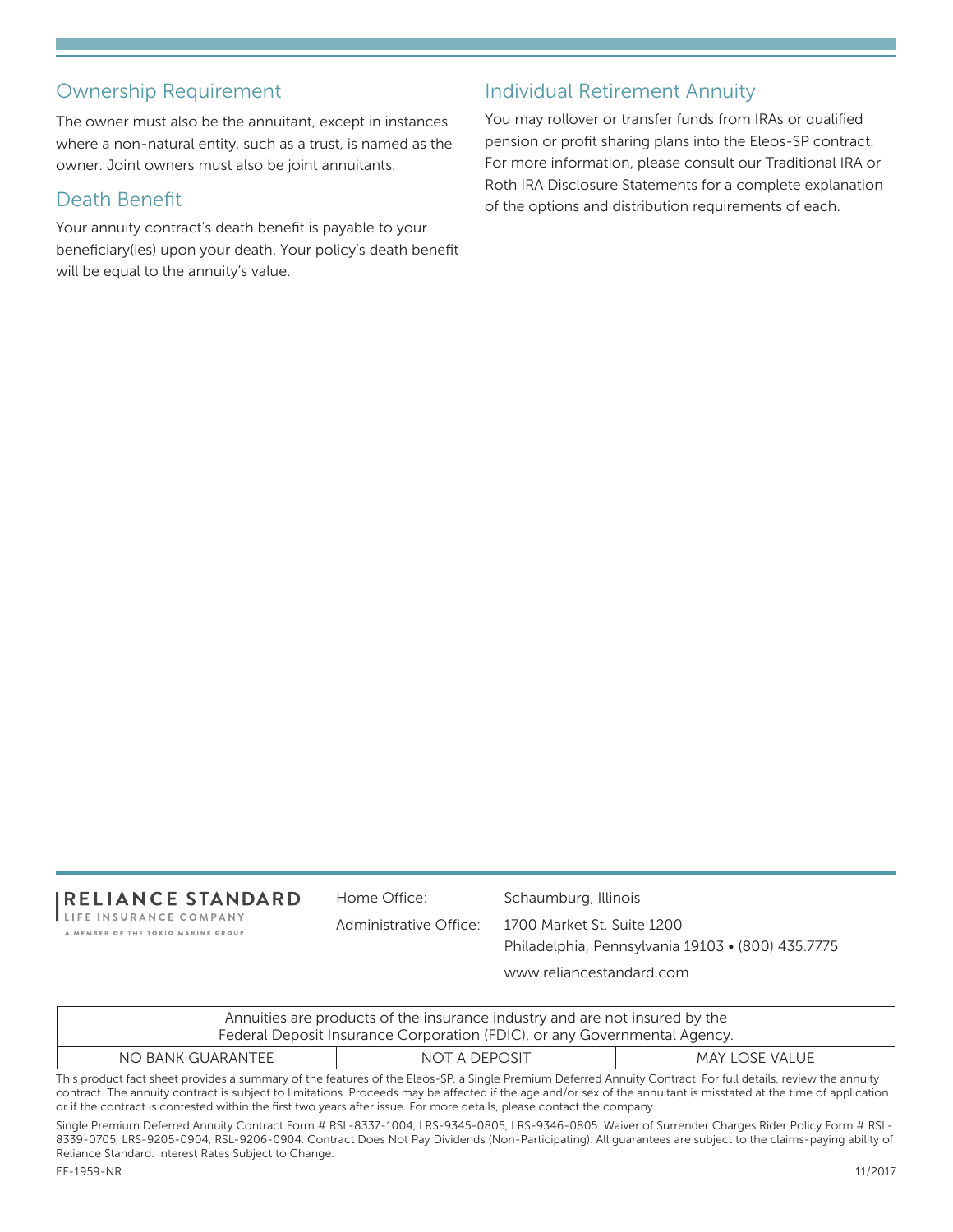## Ownership Requirement

The owner must also be the annuitant, except in instances where a non-natural entity, such as a trust, is named as the owner. Joint owners must also be joint annuitants.

## Death Benefit

Your annuity contract's death benefit is payable to your beneficiary(ies) upon your death. Your policy's death benefit will be equal to the annuity's value.

## Individual Retirement Annuity

You may rollover or transfer funds from IRAs or qualified pension or profit sharing plans into the Eleos-SP contract. For more information, please consult our Traditional IRA or Roth IRA Disclosure Statements for a complete explanation of the options and distribution requirements of each.

**RELIANCE STANDARD**
LIFE INSURANCE COMPANY
A MEMBER OF THE TOKIO MARINE GROUP

Home Office: Schaumburg, Illinois

Administrative Office: 1700 Market St. Suite 1200
Philadelphia, Pennsylvania 19103 • (800) 435.7775

www.reliancestandard.com

| Annuities are products of the insurance industry and are not insured by the Federal Deposit Insurance Corporation (FDIC), or any Governmental Agency. | | |
|---|---|---|
| NO BANK GUARANTEE | NOT A DEPOSIT | MAY LOSE VALUE |

This product fact sheet provides a summary of the features of the Eleos-SP, a Single Premium Deferred Annuity Contract. For full details, review the annuity contract. The annuity contract is subject to limitations. Proceeds may be affected if the age and/or sex of the annuitant is misstated at the time of application or if the contract is contested within the first two years after issue. For more details, please contact the company.

Single Premium Deferred Annuity Contract Form # RSL-8337-1004, LRS-9345-0805, LRS-9346-0805. Waiver of Surrender Charges Rider Policy Form # RSL-8339-0705, LRS-9205-0904, RSL-9206-0904. Contract Does Not Pay Dividends (Non-Participating). All guarantees are subject to the claims-paying ability of Reliance Standard. Interest Rates Subject to Change.

EF-1959-NR 11/2017